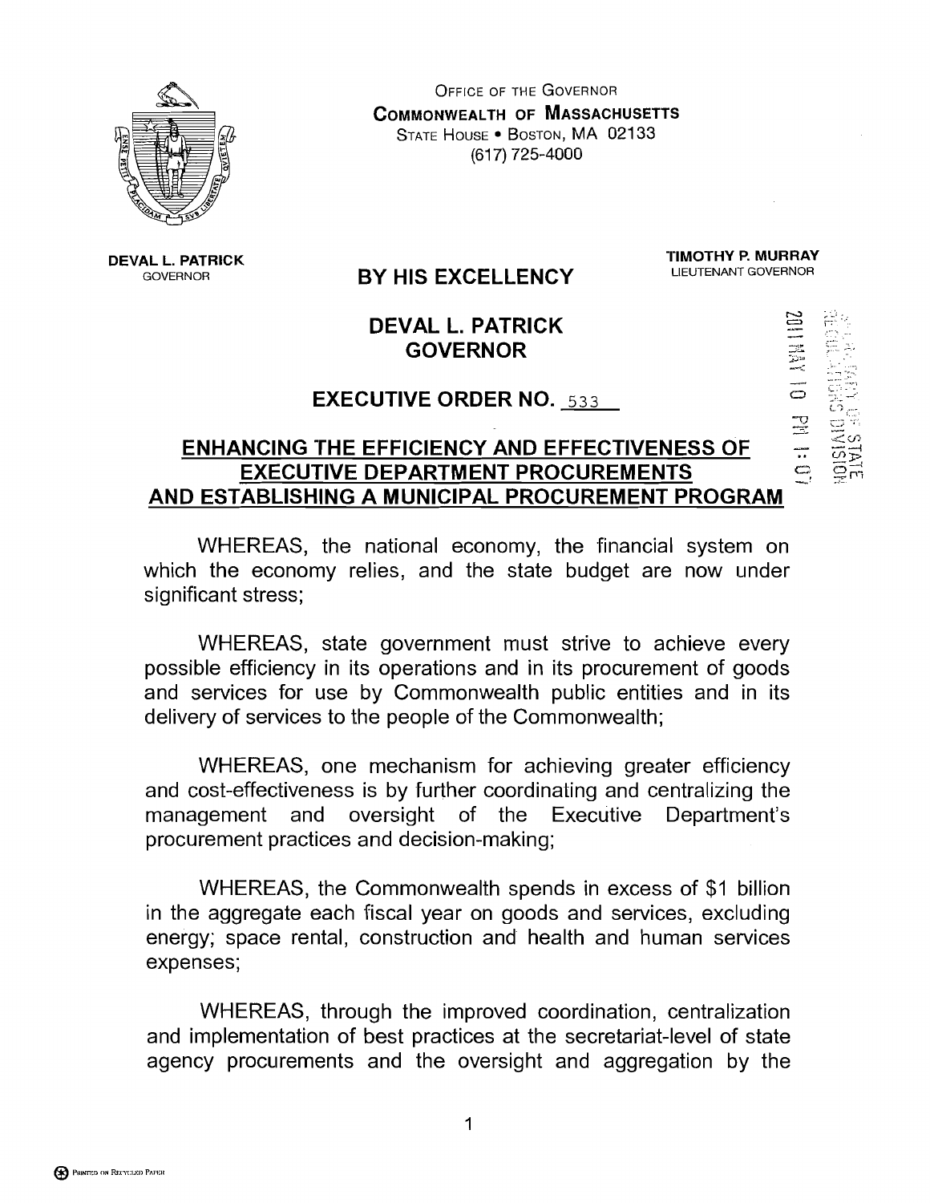OFFICE OF THE GOVERNOR
**COMMONWEALTH OF MASSACHUSETTS**
STATE HOUSE • BOSTON, MA 02133
(617) 725-4000

**DEVAL L. PATRICK**
GOVERNOR

**TIMOTHY P. MURRAY**
LIEUTENANT GOVERNOR

# BY HIS EXCELLENCY

## DEVAL L. PATRICK
## GOVERNOR

## EXECUTIVE ORDER NO. 533

2011 MAY 10 PM 1:07
SECRETARY OF STATE
REGULATIONS DIVISION

## ENHANCING THE EFFICIENCY AND EFFECTIVENESS OF EXECUTIVE DEPARTMENT PROCUREMENTS AND ESTABLISHING A MUNICIPAL PROCUREMENT PROGRAM

WHEREAS, the national economy, the financial system on which the economy relies, and the state budget are now under significant stress;

WHEREAS, state government must strive to achieve every possible efficiency in its operations and in its procurement of goods and services for use by Commonwealth public entities and in its delivery of services to the people of the Commonwealth;

WHEREAS, one mechanism for achieving greater efficiency and cost-effectiveness is by further coordinating and centralizing the management and oversight of the Executive Department's procurement practices and decision-making;

WHEREAS, the Commonwealth spends in excess of $1 billion in the aggregate each fiscal year on goods and services, excluding energy; space rental, construction and health and human services expenses;

WHEREAS, through the improved coordination, centralization and implementation of best practices at the secretariat-level of state agency procurements and the oversight and aggregation by the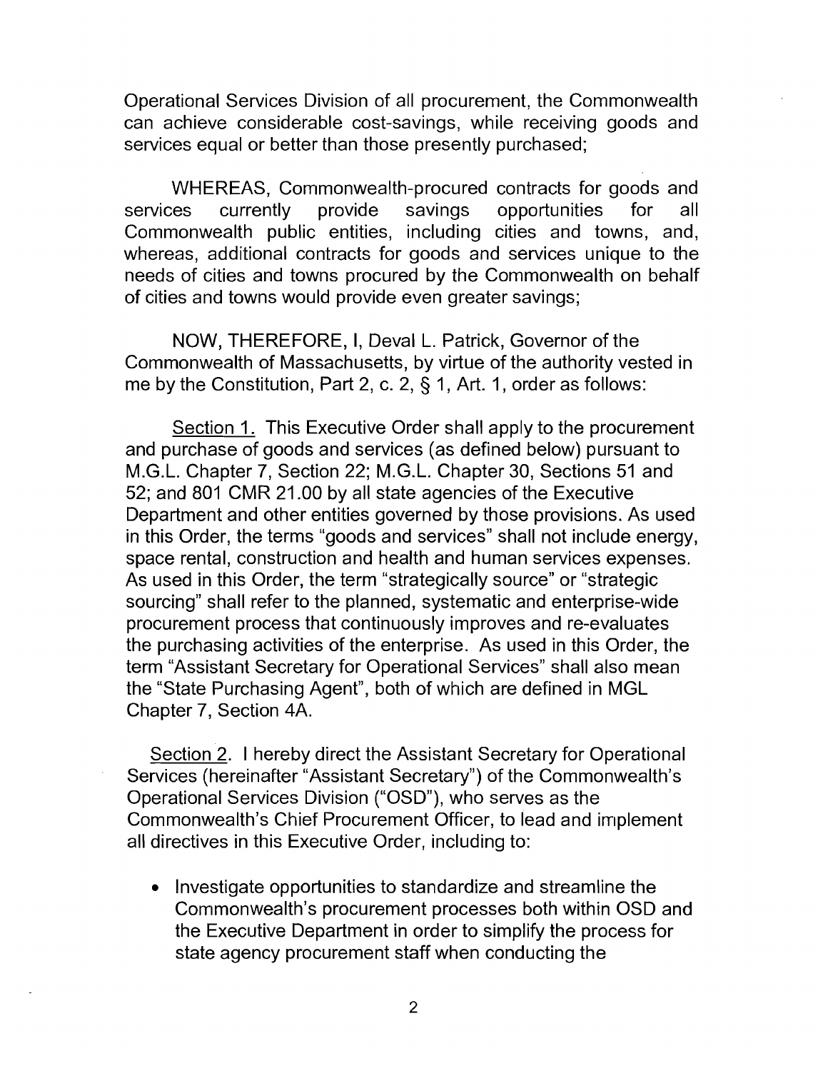Operational Services Division of all procurement, the Commonwealth can achieve considerable cost-savings, while receiving goods and services equal or better than those presently purchased;

WHEREAS, Commonwealth-procured contracts for goods and services currently provide savings opportunities for all Commonwealth public entities, including cities and towns, and, whereas, additional contracts for goods and services unique to the needs of cities and towns procured by the Commonwealth on behalf of cities and towns would provide even greater savings;

NOW, THEREFORE, I, Deval L. Patrick, Governor of the Commonwealth of Massachusetts, by virtue of the authority vested in me by the Constitution, Part 2, c. 2, § 1, Art. 1, order as follows:

<u>Section 1.</u> This Executive Order shall apply to the procurement and purchase of goods and services (as defined below) pursuant to M.G.L. Chapter 7, Section 22; M.G.L. Chapter 30, Sections 51 and 52; and 801 CMR 21.00 by all state agencies of the Executive Department and other entities governed by those provisions. As used in this Order, the terms "goods and services" shall not include energy, space rental, construction and health and human services expenses. As used in this Order, the term "strategically source" or "strategic sourcing" shall refer to the planned, systematic and enterprise-wide procurement process that continuously improves and re-evaluates the purchasing activities of the enterprise. As used in this Order, the term "Assistant Secretary for Operational Services" shall also mean the "State Purchasing Agent", both of which are defined in MGL Chapter 7, Section 4A.

<u>Section 2.</u> I hereby direct the Assistant Secretary for Operational Services (hereinafter "Assistant Secretary") of the Commonwealth's Operational Services Division ("OSD"), who serves as the Commonwealth's Chief Procurement Officer, to lead and implement all directives in this Executive Order, including to:

- Investigate opportunities to standardize and streamline the Commonwealth's procurement processes both within OSD and the Executive Department in order to simplify the process for state agency procurement staff when conducting the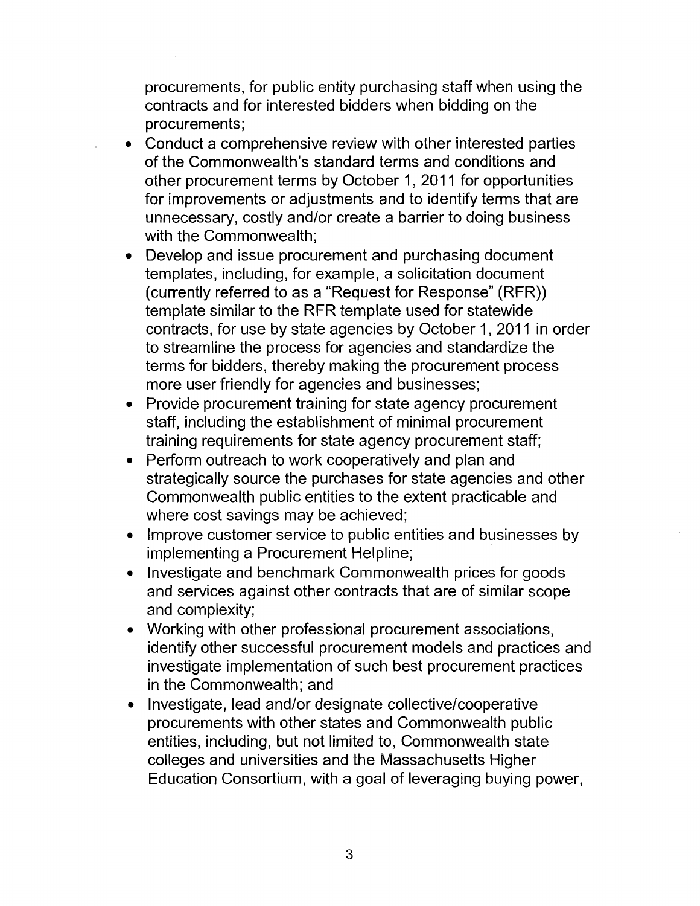procurements, for public entity purchasing staff when using the contracts and for interested bidders when bidding on the procurements;

- Conduct a comprehensive review with other interested parties of the Commonwealth's standard terms and conditions and other procurement terms by October 1, 2011 for opportunities for improvements or adjustments and to identify terms that are unnecessary, costly and/or create a barrier to doing business with the Commonwealth;
- Develop and issue procurement and purchasing document templates, including, for example, a solicitation document (currently referred to as a "Request for Response" (RFR)) template similar to the RFR template used for statewide contracts, for use by state agencies by October 1, 2011 in order to streamline the process for agencies and standardize the terms for bidders, thereby making the procurement process more user friendly for agencies and businesses;
- Provide procurement training for state agency procurement staff, including the establishment of minimal procurement training requirements for state agency procurement staff;
- Perform outreach to work cooperatively and plan and strategically source the purchases for state agencies and other Commonwealth public entities to the extent practicable and where cost savings may be achieved;
- Improve customer service to public entities and businesses by implementing a Procurement Helpline;
- Investigate and benchmark Commonwealth prices for goods and services against other contracts that are of similar scope and complexity;
- Working with other professional procurement associations, identify other successful procurement models and practices and investigate implementation of such best procurement practices in the Commonwealth; and
- Investigate, lead and/or designate collective/cooperative procurements with other states and Commonwealth public entities, including, but not limited to, Commonwealth state colleges and universities and the Massachusetts Higher Education Consortium, with a goal of leveraging buying power,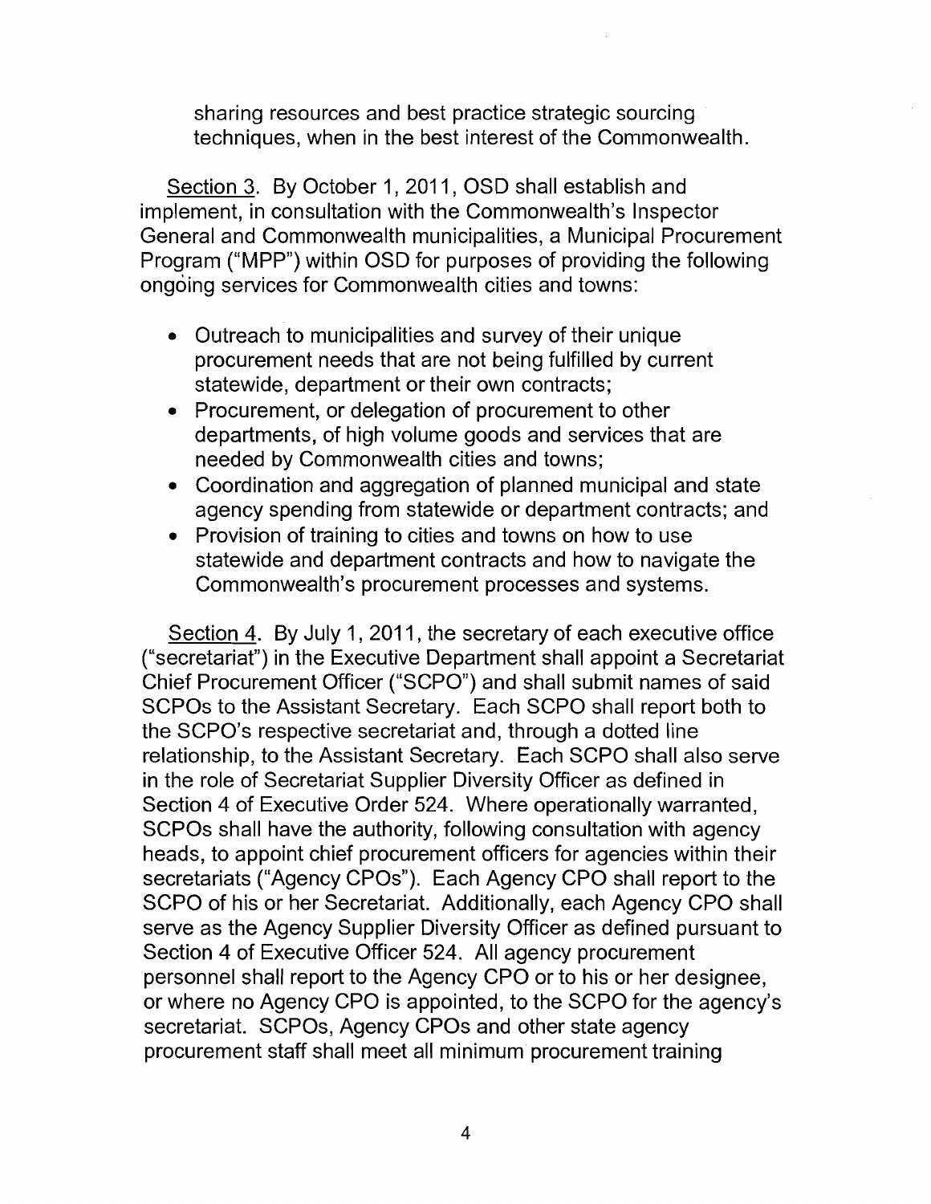sharing resources and best practice strategic sourcing techniques, when in the best interest of the Commonwealth.

Section 3. By October 1, 2011, OSD shall establish and implement, in consultation with the Commonwealth's Inspector General and Commonwealth municipalities, a Municipal Procurement Program ("MPP") within OSD for purposes of providing the following ongoing services for Commonwealth cities and towns:

- Outreach to municipalities and survey of their unique procurement needs that are not being fulfilled by current statewide, department or their own contracts;
- Procurement, or delegation of procurement to other departments, of high volume goods and services that are needed by Commonwealth cities and towns;
- Coordination and aggregation of planned municipal and state agency spending from statewide or department contracts; and
- Provision of training to cities and towns on how to use statewide and department contracts and how to navigate the Commonwealth's procurement processes and systems.

Section 4. By July 1, 2011, the secretary of each executive office ("secretariat") in the Executive Department shall appoint a Secretariat Chief Procurement Officer ("SCPO") and shall submit names of said SCPOs to the Assistant Secretary. Each SCPO shall report both to the SCPO's respective secretariat and, through a dotted line relationship, to the Assistant Secretary. Each SCPO shall also serve in the role of Secretariat Supplier Diversity Officer as defined in Section 4 of Executive Order 524. Where operationally warranted, SCPOs shall have the authority, following consultation with agency heads, to appoint chief procurement officers for agencies within their secretariats ("Agency CPOs"). Each Agency CPO shall report to the SCPO of his or her Secretariat. Additionally, each Agency CPO shall serve as the Agency Supplier Diversity Officer as defined pursuant to Section 4 of Executive Officer 524. All agency procurement personnel shall report to the Agency CPO or to his or her designee, or where no Agency CPO is appointed, to the SCPO for the agency's secretariat. SCPOs, Agency CPOs and other state agency procurement staff shall meet all minimum procurement training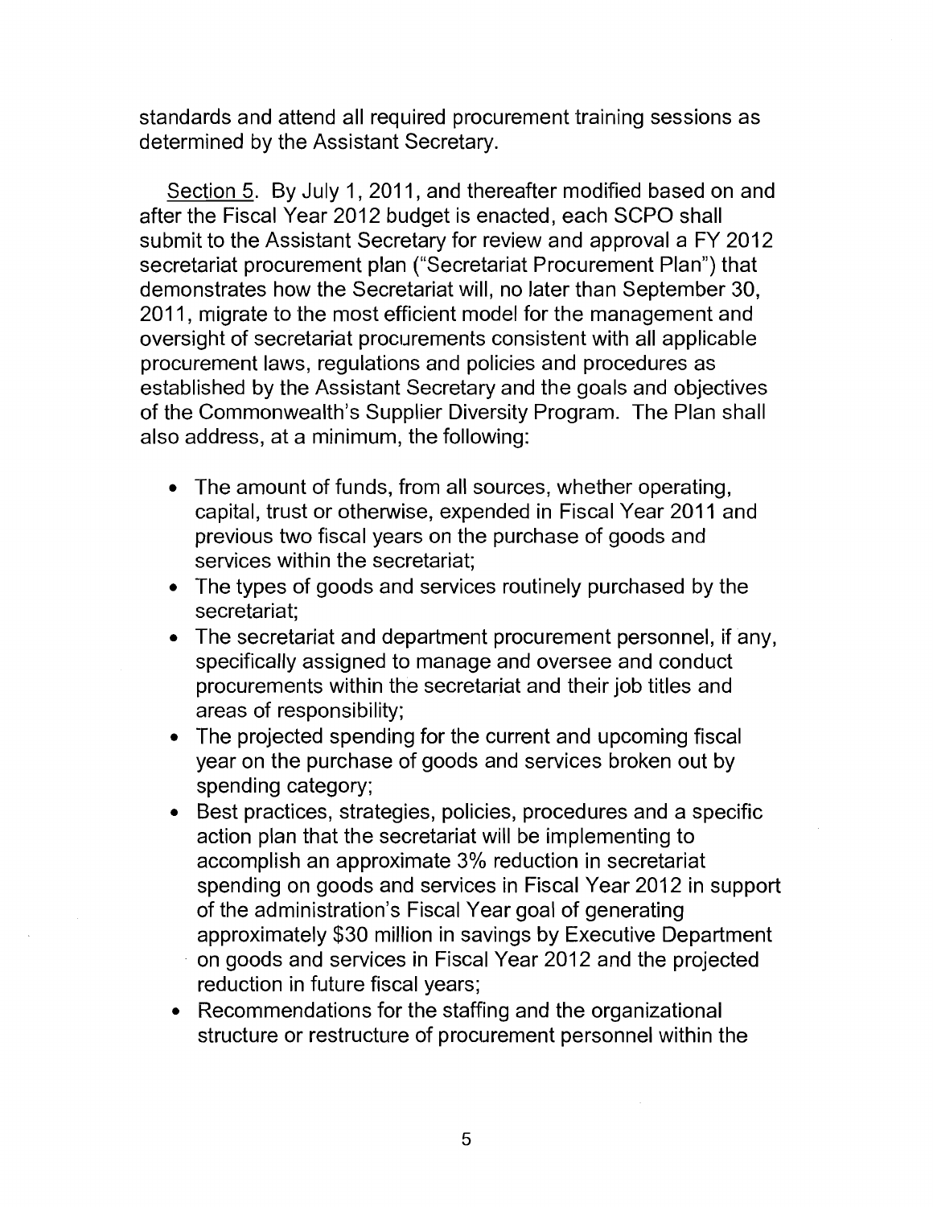standards and attend all required procurement training sessions as determined by the Assistant Secretary.

Section 5. By July 1, 2011, and thereafter modified based on and after the Fiscal Year 2012 budget is enacted, each SCPO shall submit to the Assistant Secretary for review and approval a FY 2012 secretariat procurement plan ("Secretariat Procurement Plan") that demonstrates how the Secretariat will, no later than September 30, 2011, migrate to the most efficient model for the management and oversight of secretariat procurements consistent with all applicable procurement laws, regulations and policies and procedures as established by the Assistant Secretary and the goals and objectives of the Commonwealth's Supplier Diversity Program. The Plan shall also address, at a minimum, the following:

- The amount of funds, from all sources, whether operating, capital, trust or otherwise, expended in Fiscal Year 2011 and previous two fiscal years on the purchase of goods and services within the secretariat;
- The types of goods and services routinely purchased by the secretariat;
- The secretariat and department procurement personnel, if any, specifically assigned to manage and oversee and conduct procurements within the secretariat and their job titles and areas of responsibility;
- The projected spending for the current and upcoming fiscal year on the purchase of goods and services broken out by spending category;
- Best practices, strategies, policies, procedures and a specific action plan that the secretariat will be implementing to accomplish an approximate 3% reduction in secretariat spending on goods and services in Fiscal Year 2012 in support of the administration's Fiscal Year goal of generating approximately $30 million in savings by Executive Department on goods and services in Fiscal Year 2012 and the projected reduction in future fiscal years;
- Recommendations for the staffing and the organizational structure or restructure of procurement personnel within the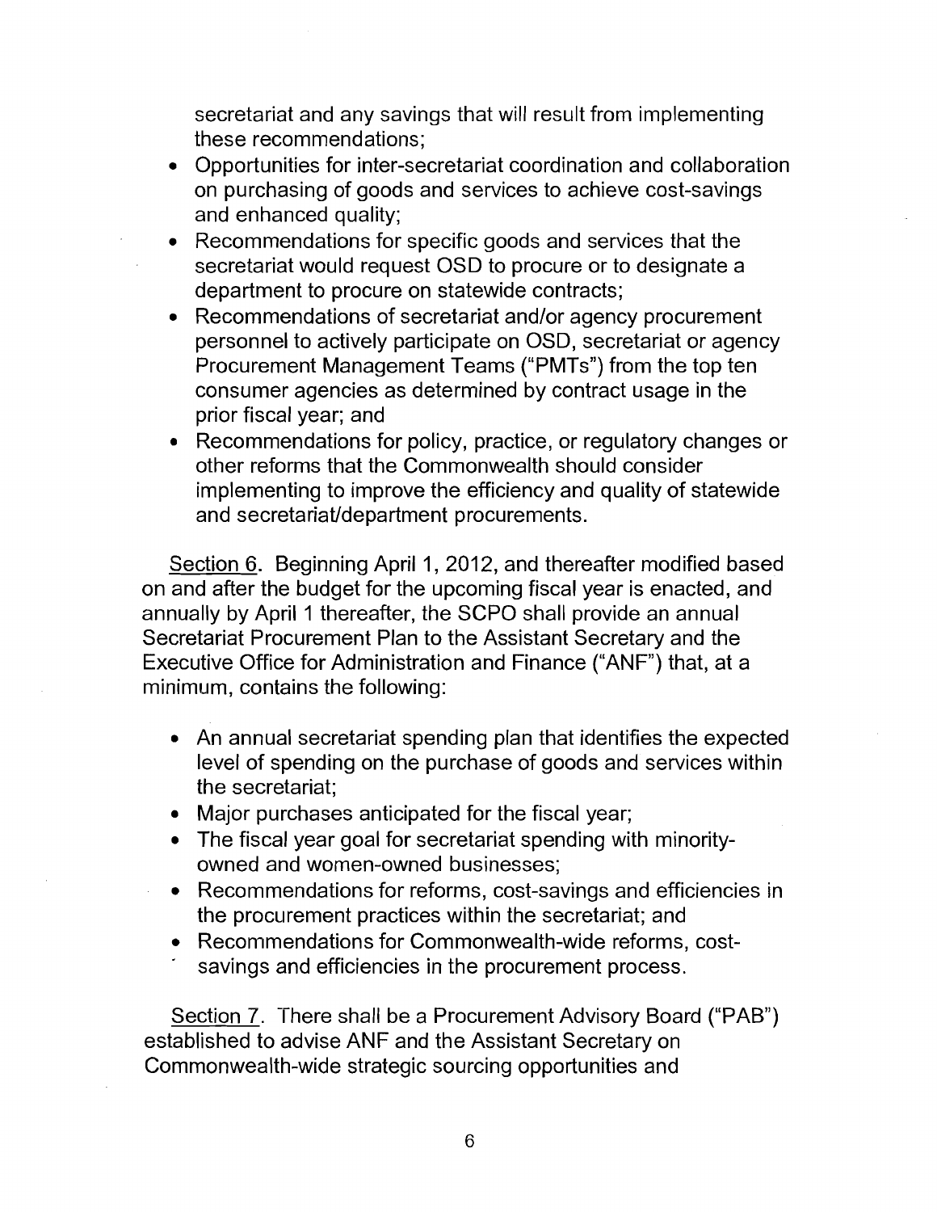secretariat and any savings that will result from implementing these recommendations;

- Opportunities for inter-secretariat coordination and collaboration on purchasing of goods and services to achieve cost-savings and enhanced quality;
- Recommendations for specific goods and services that the secretariat would request OSD to procure or to designate a department to procure on statewide contracts;
- Recommendations of secretariat and/or agency procurement personnel to actively participate on OSD, secretariat or agency Procurement Management Teams ("PMTs") from the top ten consumer agencies as determined by contract usage in the prior fiscal year; and
- Recommendations for policy, practice, or regulatory changes or other reforms that the Commonwealth should consider implementing to improve the efficiency and quality of statewide and secretariat/department procurements.

Section 6. Beginning April 1, 2012, and thereafter modified based on and after the budget for the upcoming fiscal year is enacted, and annually by April 1 thereafter, the SCPO shall provide an annual Secretariat Procurement Plan to the Assistant Secretary and the Executive Office for Administration and Finance ("ANF") that, at a minimum, contains the following:

- An annual secretariat spending plan that identifies the expected level of spending on the purchase of goods and services within the secretariat;
- Major purchases anticipated for the fiscal year;
- The fiscal year goal for secretariat spending with minority-owned and women-owned businesses;
- Recommendations for reforms, cost-savings and efficiencies in the procurement practices within the secretariat; and
- Recommendations for Commonwealth-wide reforms, cost-savings and efficiencies in the procurement process.

Section 7. There shall be a Procurement Advisory Board ("PAB") established to advise ANF and the Assistant Secretary on Commonwealth-wide strategic sourcing opportunities and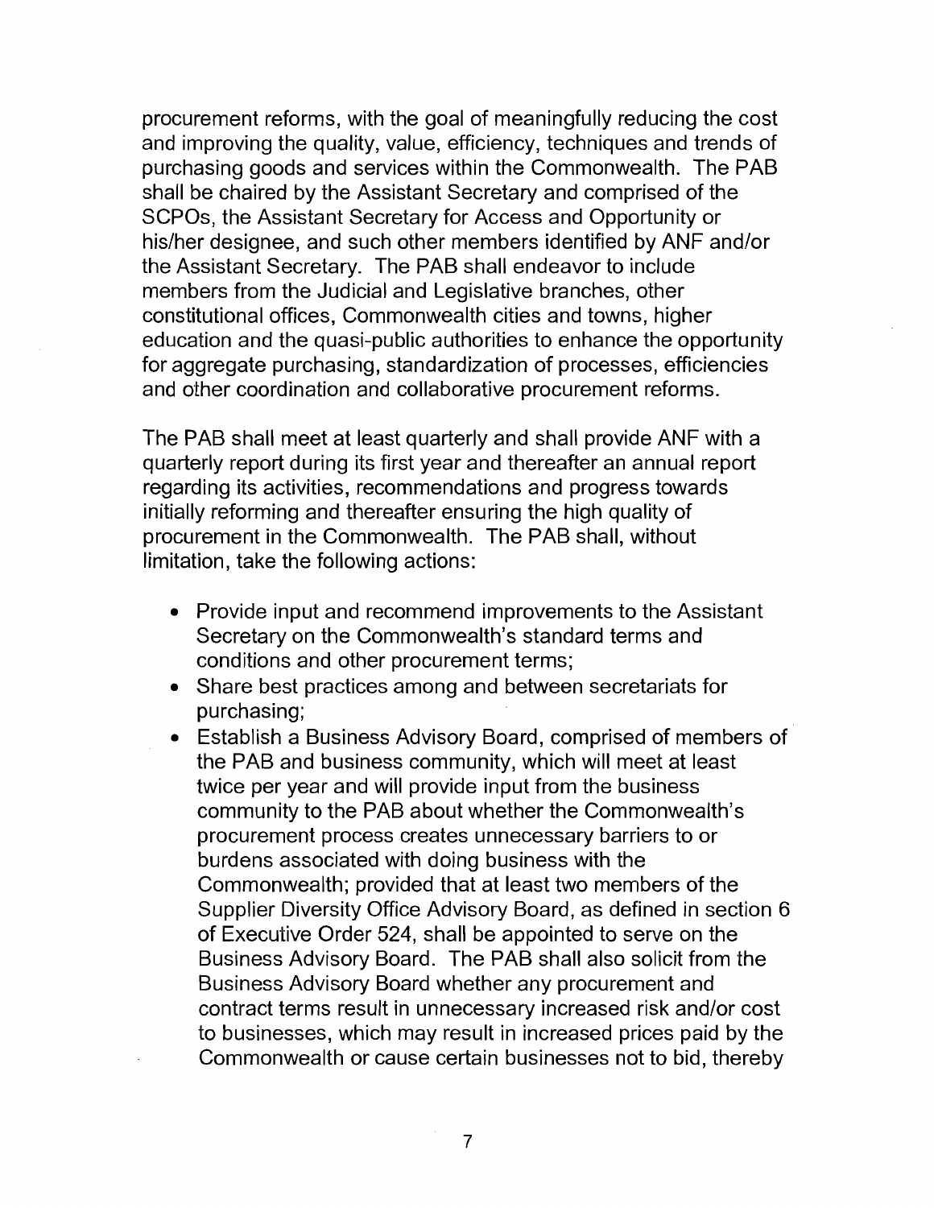procurement reforms, with the goal of meaningfully reducing the cost and improving the quality, value, efficiency, techniques and trends of purchasing goods and services within the Commonwealth. The PAB shall be chaired by the Assistant Secretary and comprised of the SCPOs, the Assistant Secretary for Access and Opportunity or his/her designee, and such other members identified by ANF and/or the Assistant Secretary. The PAB shall endeavor to include members from the Judicial and Legislative branches, other constitutional offices, Commonwealth cities and towns, higher education and the quasi-public authorities to enhance the opportunity for aggregate purchasing, standardization of processes, efficiencies and other coordination and collaborative procurement reforms.

The PAB shall meet at least quarterly and shall provide ANF with a quarterly report during its first year and thereafter an annual report regarding its activities, recommendations and progress towards initially reforming and thereafter ensuring the high quality of procurement in the Commonwealth. The PAB shall, without limitation, take the following actions:

- Provide input and recommend improvements to the Assistant Secretary on the Commonwealth's standard terms and conditions and other procurement terms;
- Share best practices among and between secretariats for purchasing;
- Establish a Business Advisory Board, comprised of members of the PAB and business community, which will meet at least twice per year and will provide input from the business community to the PAB about whether the Commonwealth's procurement process creates unnecessary barriers to or burdens associated with doing business with the Commonwealth; provided that at least two members of the Supplier Diversity Office Advisory Board, as defined in section 6 of Executive Order 524, shall be appointed to serve on the Business Advisory Board. The PAB shall also solicit from the Business Advisory Board whether any procurement and contract terms result in unnecessary increased risk and/or cost to businesses, which may result in increased prices paid by the Commonwealth or cause certain businesses not to bid, thereby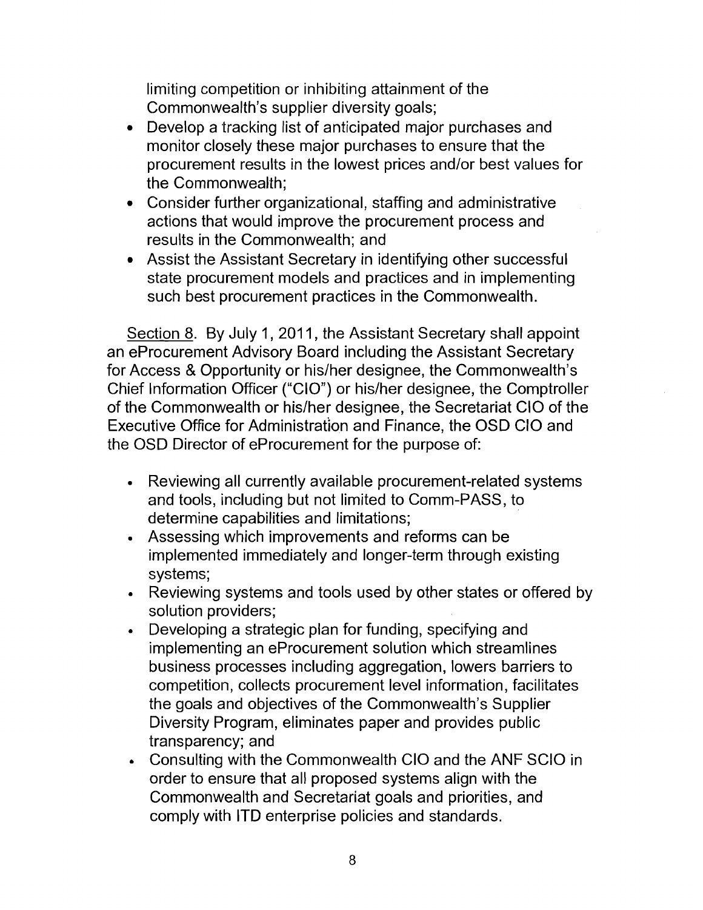limiting competition or inhibiting attainment of the Commonwealth's supplier diversity goals;

- Develop a tracking list of anticipated major purchases and monitor closely these major purchases to ensure that the procurement results in the lowest prices and/or best values for the Commonwealth;
- Consider further organizational, staffing and administrative actions that would improve the procurement process and results in the Commonwealth; and
- Assist the Assistant Secretary in identifying other successful state procurement models and practices and in implementing such best procurement practices in the Commonwealth.

Section 8. By July 1, 2011, the Assistant Secretary shall appoint an eProcurement Advisory Board including the Assistant Secretary for Access & Opportunity or his/her designee, the Commonwealth's Chief Information Officer ("CIO") or his/her designee, the Comptroller of the Commonwealth or his/her designee, the Secretariat CIO of the Executive Office for Administration and Finance, the OSD CIO and the OSD Director of eProcurement for the purpose of:

- Reviewing all currently available procurement-related systems and tools, including but not limited to Comm-PASS, to determine capabilities and limitations;
- Assessing which improvements and reforms can be implemented immediately and longer-term through existing systems;
- Reviewing systems and tools used by other states or offered by solution providers;
- Developing a strategic plan for funding, specifying and implementing an eProcurement solution which streamlines business processes including aggregation, lowers barriers to competition, collects procurement level information, facilitates the goals and objectives of the Commonwealth's Supplier Diversity Program, eliminates paper and provides public transparency; and
- Consulting with the Commonwealth CIO and the ANF SCIO in order to ensure that all proposed systems align with the Commonwealth and Secretariat goals and priorities, and comply with ITD enterprise policies and standards.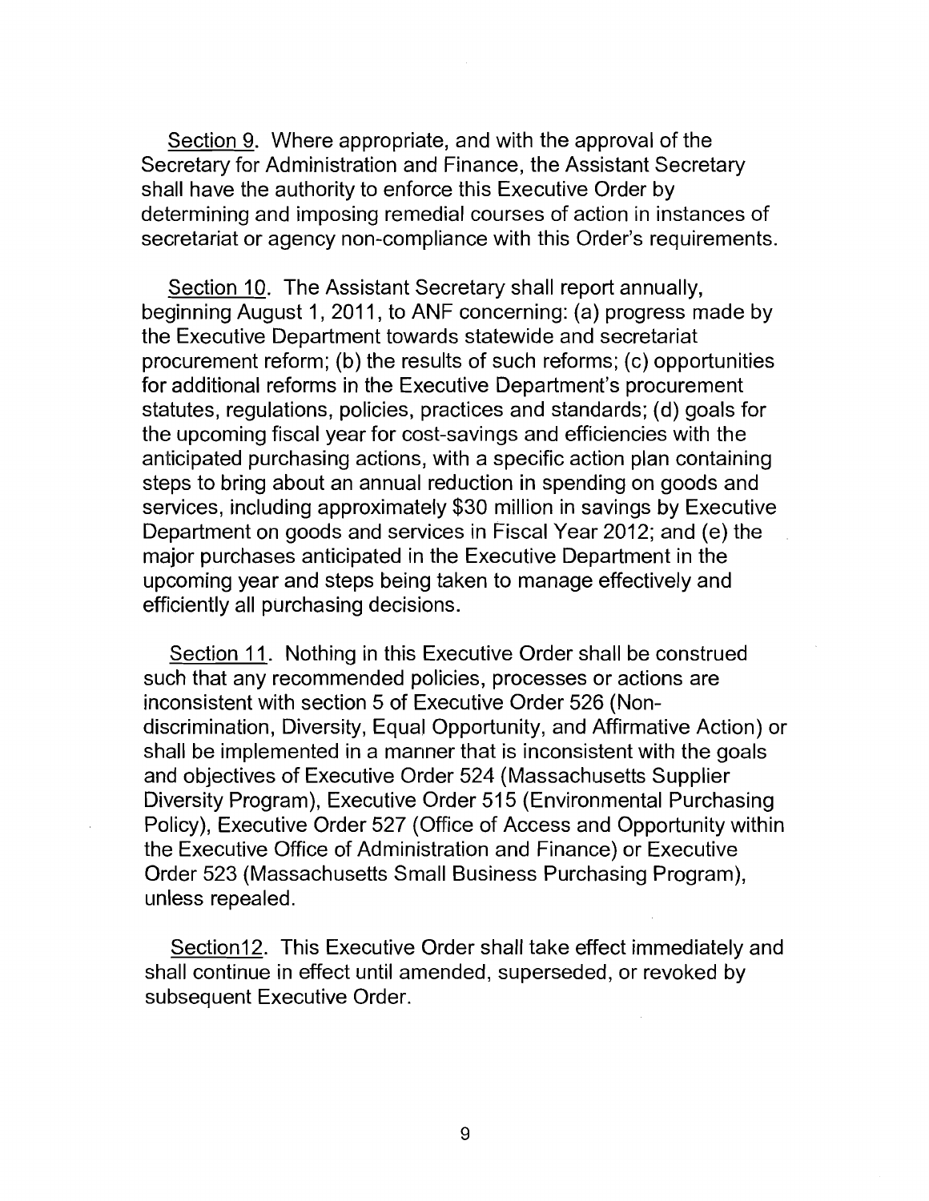Section 9. Where appropriate, and with the approval of the Secretary for Administration and Finance, the Assistant Secretary shall have the authority to enforce this Executive Order by determining and imposing remedial courses of action in instances of secretariat or agency non-compliance with this Order's requirements.

Section 10. The Assistant Secretary shall report annually, beginning August 1, 2011, to ANF concerning: (a) progress made by the Executive Department towards statewide and secretariat procurement reform; (b) the results of such reforms; (c) opportunities for additional reforms in the Executive Department's procurement statutes, regulations, policies, practices and standards; (d) goals for the upcoming fiscal year for cost-savings and efficiencies with the anticipated purchasing actions, with a specific action plan containing steps to bring about an annual reduction in spending on goods and services, including approximately $30 million in savings by Executive Department on goods and services in Fiscal Year 2012; and (e) the major purchases anticipated in the Executive Department in the upcoming year and steps being taken to manage effectively and efficiently all purchasing decisions.

Section 11. Nothing in this Executive Order shall be construed such that any recommended policies, processes or actions are inconsistent with section 5 of Executive Order 526 (Non-discrimination, Diversity, Equal Opportunity, and Affirmative Action) or shall be implemented in a manner that is inconsistent with the goals and objectives of Executive Order 524 (Massachusetts Supplier Diversity Program), Executive Order 515 (Environmental Purchasing Policy), Executive Order 527 (Office of Access and Opportunity within the Executive Office of Administration and Finance) or Executive Order 523 (Massachusetts Small Business Purchasing Program), unless repealed.

Section12. This Executive Order shall take effect immediately and shall continue in effect until amended, superseded, or revoked by subsequent Executive Order.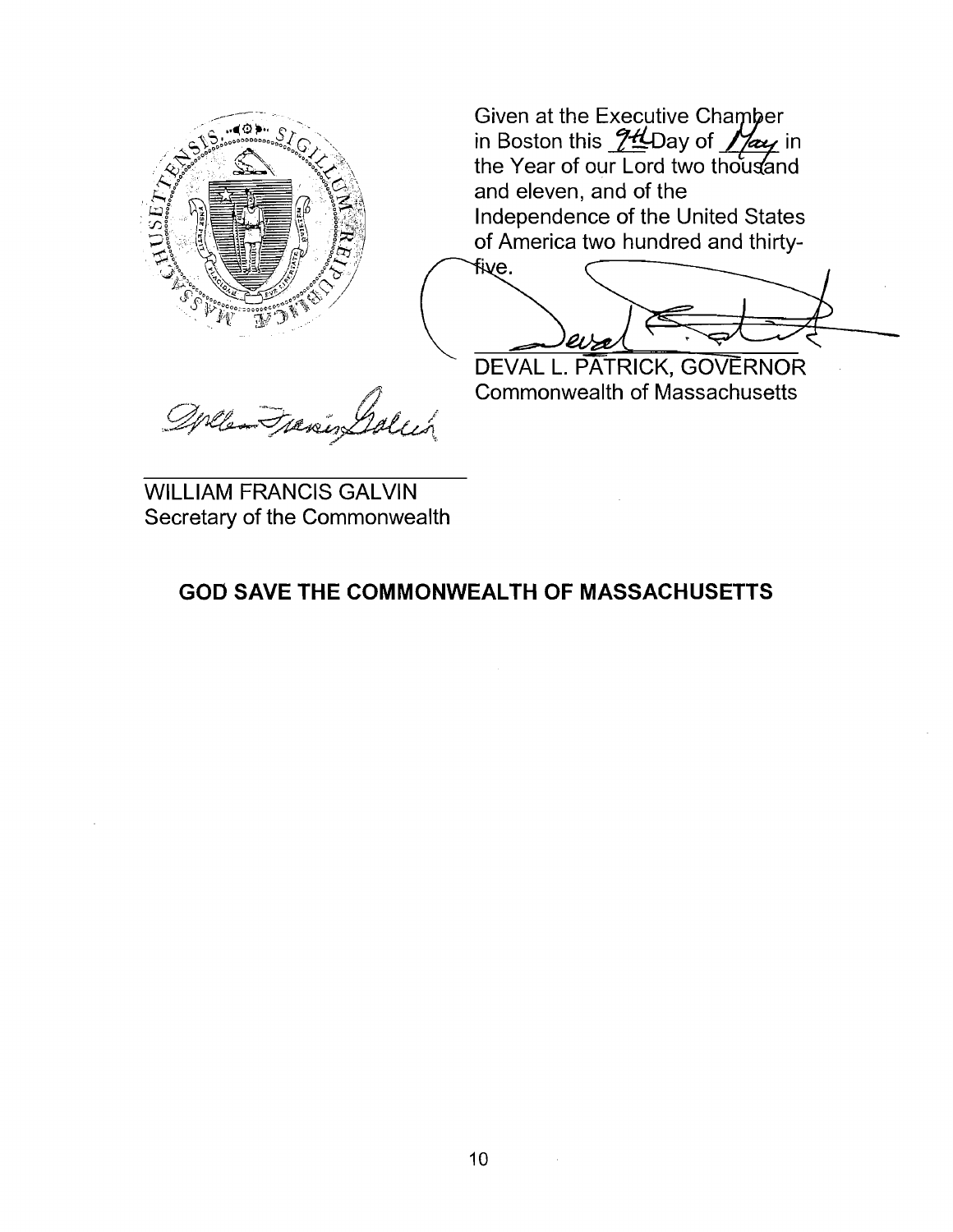Given at the Executive Chamber in Boston this 9th Day of May in the Year of our Lord two thousand and eleven, and of the Independence of the United States of America two hundred and thirty-five.

DEVAL L. PATRICK, GOVERNOR
Commonwealth of Massachusetts

WILLIAM FRANCIS GALVIN
Secretary of the Commonwealth

**GOD SAVE THE COMMONWEALTH OF MASSACHUSETTS**